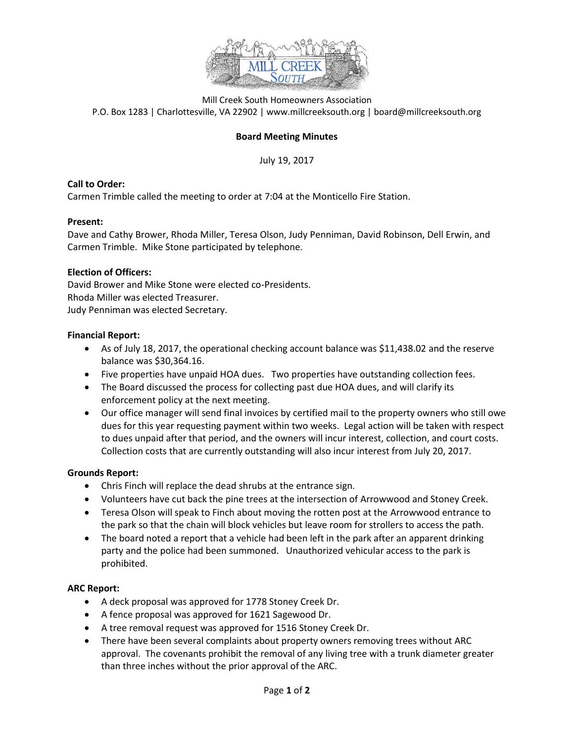Mill Creek South Homeowners Association
P.O. Box 1283 | Charlottesville, VA 22902 | www.millcreeksouth.org | board@millcreeksouth.org

**Board Meeting Minutes**

July 19, 2017

**Call to Order:**
Carmen Trimble called the meeting to order at 7:04 at the Monticello Fire Station.

**Present:**
Dave and Cathy Brower, Rhoda Miller, Teresa Olson, Judy Penniman, David Robinson, Dell Erwin, and Carmen Trimble. Mike Stone participated by telephone.

**Election of Officers:**
David Brower and Mike Stone were elected co-Presidents.
Rhoda Miller was elected Treasurer.
Judy Penniman was elected Secretary.

**Financial Report:**

- As of July 18, 2017, the operational checking account balance was $11,438.02 and the reserve balance was $30,364.16.
- Five properties have unpaid HOA dues. Two properties have outstanding collection fees.
- The Board discussed the process for collecting past due HOA dues, and will clarify its enforcement policy at the next meeting.
- Our office manager will send final invoices by certified mail to the property owners who still owe dues for this year requesting payment within two weeks. Legal action will be taken with respect to dues unpaid after that period, and the owners will incur interest, collection, and court costs. Collection costs that are currently outstanding will also incur interest from July 20, 2017.

**Grounds Report:**

- Chris Finch will replace the dead shrubs at the entrance sign.
- Volunteers have cut back the pine trees at the intersection of Arrowwood and Stoney Creek.
- Teresa Olson will speak to Finch about moving the rotten post at the Arrowwood entrance to the park so that the chain will block vehicles but leave room for strollers to access the path.
- The board noted a report that a vehicle had been left in the park after an apparent drinking party and the police had been summoned. Unauthorized vehicular access to the park is prohibited.

**ARC Report:**

- A deck proposal was approved for 1778 Stoney Creek Dr.
- A fence proposal was approved for 1621 Sagewood Dr.
- A tree removal request was approved for 1516 Stoney Creek Dr.
- There have been several complaints about property owners removing trees without ARC approval. The covenants prohibit the removal of any living tree with a trunk diameter greater than three inches without the prior approval of the ARC.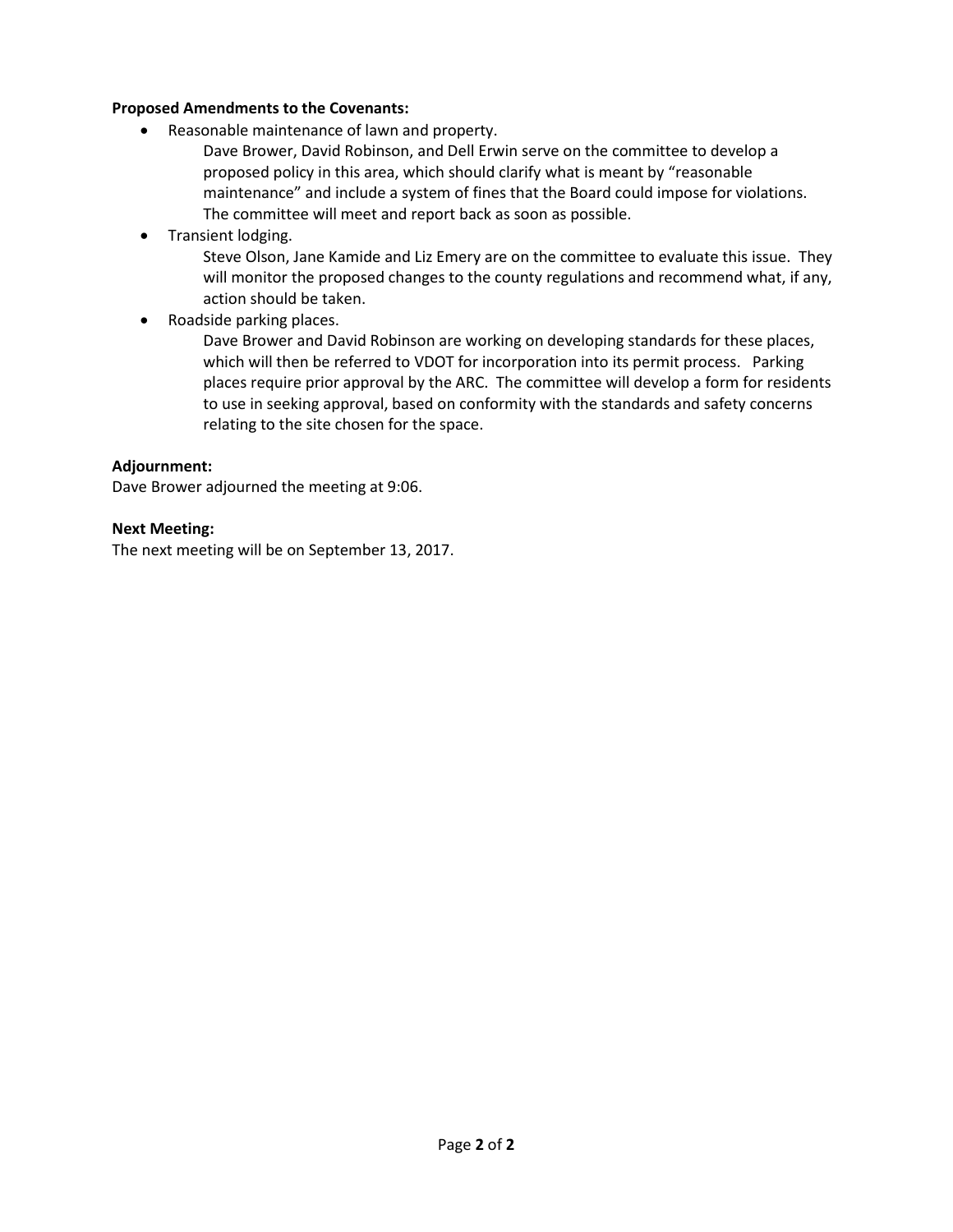**Proposed Amendments to the Covenants:**

- Reasonable maintenance of lawn and property.

  Dave Brower, David Robinson, and Dell Erwin serve on the committee to develop a proposed policy in this area, which should clarify what is meant by "reasonable maintenance" and include a system of fines that the Board could impose for violations. The committee will meet and report back as soon as possible.

- Transient lodging.

  Steve Olson, Jane Kamide and Liz Emery are on the committee to evaluate this issue. They will monitor the proposed changes to the county regulations and recommend what, if any, action should be taken.

- Roadside parking places.

  Dave Brower and David Robinson are working on developing standards for these places, which will then be referred to VDOT for incorporation into its permit process. Parking places require prior approval by the ARC. The committee will develop a form for residents to use in seeking approval, based on conformity with the standards and safety concerns relating to the site chosen for the space.

**Adjournment:**

Dave Brower adjourned the meeting at 9:06.

**Next Meeting:**

The next meeting will be on September 13, 2017.